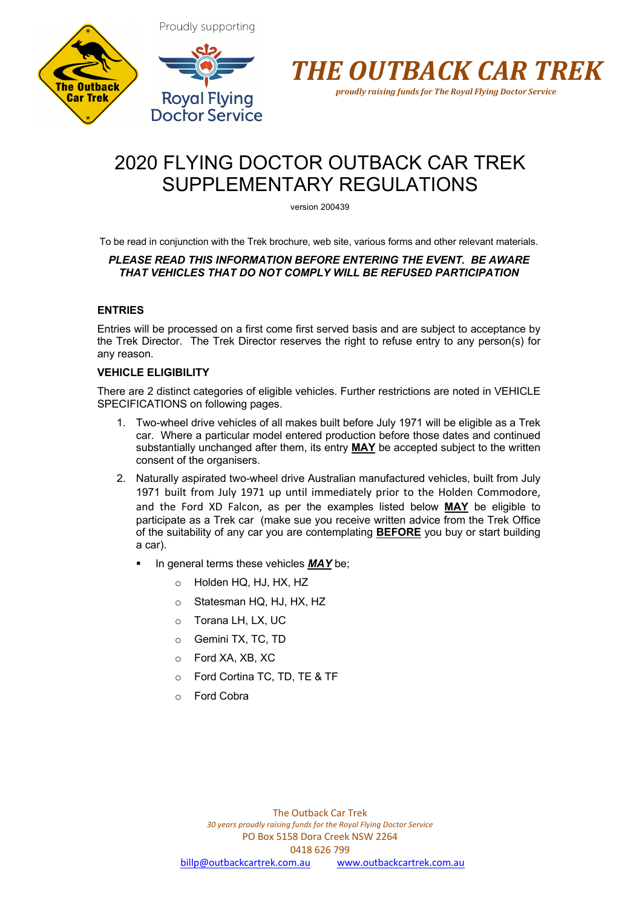Proudly supporting

Royal Flying Doctor Service

# THE OUTBACK CAR TREK

*proudly raising funds for The Royal Flying Doctor Service*

# 2020 FLYING DOCTOR OUTBACK CAR TREK SUPPLEMENTARY REGULATIONS

version 200439

To be read in conjunction with the Trek brochure, web site, various forms and other relevant materials.

***PLEASE READ THIS INFORMATION BEFORE ENTERING THE EVENT. BE AWARE THAT VEHICLES THAT DO NOT COMPLY WILL BE REFUSED PARTICIPATION***

## ENTRIES

Entries will be processed on a first come first served basis and are subject to acceptance by the Trek Director. The Trek Director reserves the right to refuse entry to any person(s) for any reason.

## VEHICLE ELIGIBILITY

There are 2 distinct categories of eligible vehicles. Further restrictions are noted in VEHICLE SPECIFICATIONS on following pages.

1. Two-wheel drive vehicles of all makes built before July 1971 will be eligible as a Trek car. Where a particular model entered production before those dates and continued substantially unchanged after them, its entry **MAY** be accepted subject to the written consent of the organisers.
2. Naturally aspirated two-wheel drive Australian manufactured vehicles, built from July 1971 built from July 1971 up until immediately prior to the Holden Commodore, and the Ford XD Falcon, as per the examples listed below **MAY** be eligible to participate as a Trek car (make sue you receive written advice from the Trek Office of the suitability of any car you are contemplating **BEFORE** you buy or start building a car).
   - In general terms these vehicles ***MAY*** be;
     - Holden HQ, HJ, HX, HZ
     - Statesman HQ, HJ, HX, HZ
     - Torana LH, LX, UC
     - Gemini TX, TC, TD
     - Ford XA, XB, XC
     - Ford Cortina TC, TD, TE & TF
     - Ford Cobra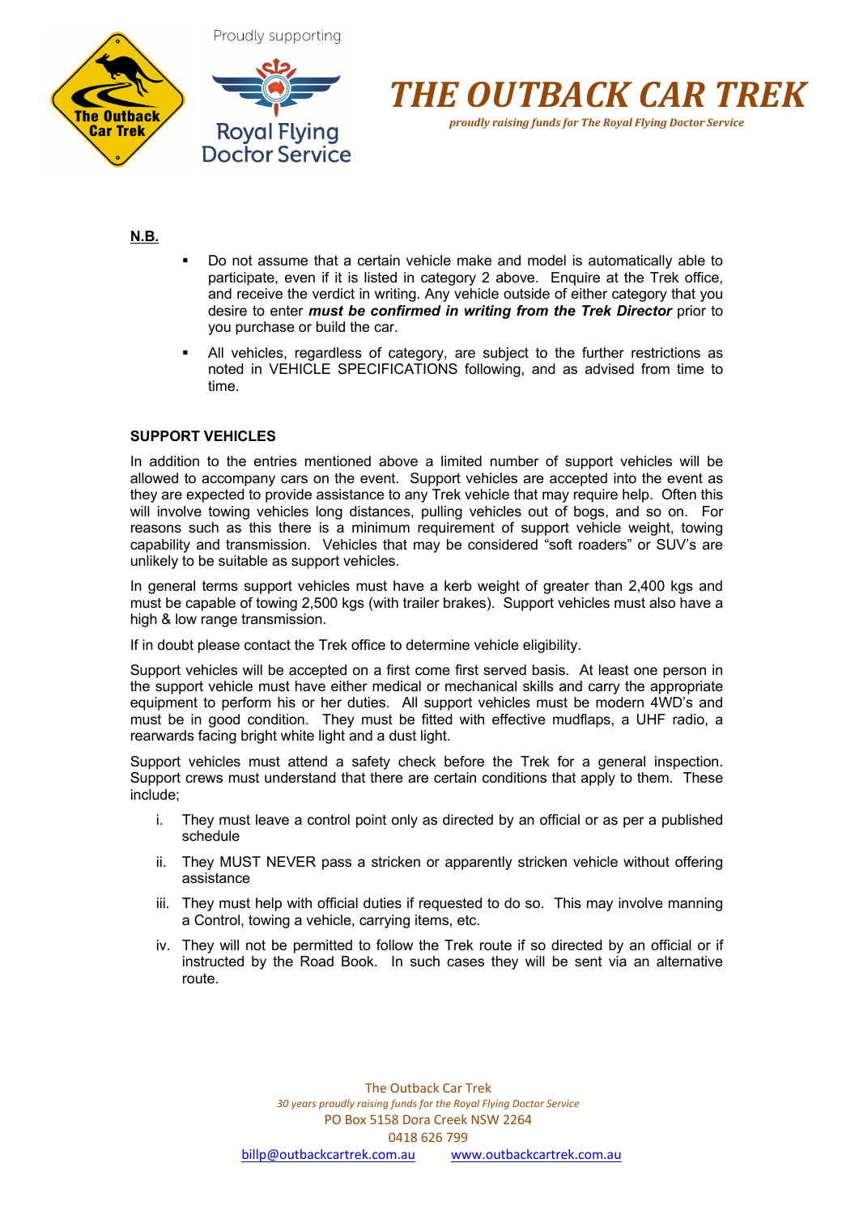**N.B.**

- Do not assume that a certain vehicle make and model is automatically able to participate, even if it is listed in category 2 above. Enquire at the Trek office, and receive the verdict in writing. Any vehicle outside of either category that you desire to enter ***must be confirmed in writing from the Trek Director*** prior to you purchase or build the car.
- All vehicles, regardless of category, are subject to the further restrictions as noted in VEHICLE SPECIFICATIONS following, and as advised from time to time.

**SUPPORT VEHICLES**

In addition to the entries mentioned above a limited number of support vehicles will be allowed to accompany cars on the event. Support vehicles are accepted into the event as they are expected to provide assistance to any Trek vehicle that may require help. Often this will involve towing vehicles long distances, pulling vehicles out of bogs, and so on. For reasons such as this there is a minimum requirement of support vehicle weight, towing capability and transmission. Vehicles that may be considered "soft roaders" or SUV's are unlikely to be suitable as support vehicles.

In general terms support vehicles must have a kerb weight of greater than 2,400 kgs and must be capable of towing 2,500 kgs (with trailer brakes). Support vehicles must also have a high & low range transmission.

If in doubt please contact the Trek office to determine vehicle eligibility.

Support vehicles will be accepted on a first come first served basis. At least one person in the support vehicle must have either medical or mechanical skills and carry the appropriate equipment to perform his or her duties. All support vehicles must be modern 4WD's and must be in good condition. They must be fitted with effective mudflaps, a UHF radio, a rearwards facing bright white light and a dust light.

Support vehicles must attend a safety check before the Trek for a general inspection. Support crews must understand that there are certain conditions that apply to them. These include;

i. They must leave a control point only as directed by an official or as per a published schedule

ii. They MUST NEVER pass a stricken or apparently stricken vehicle without offering assistance

iii. They must help with official duties if requested to do so. This may involve manning a Control, towing a vehicle, carrying items, etc.

iv. They will not be permitted to follow the Trek route if so directed by an official or if instructed by the Road Book. In such cases they will be sent via an alternative route.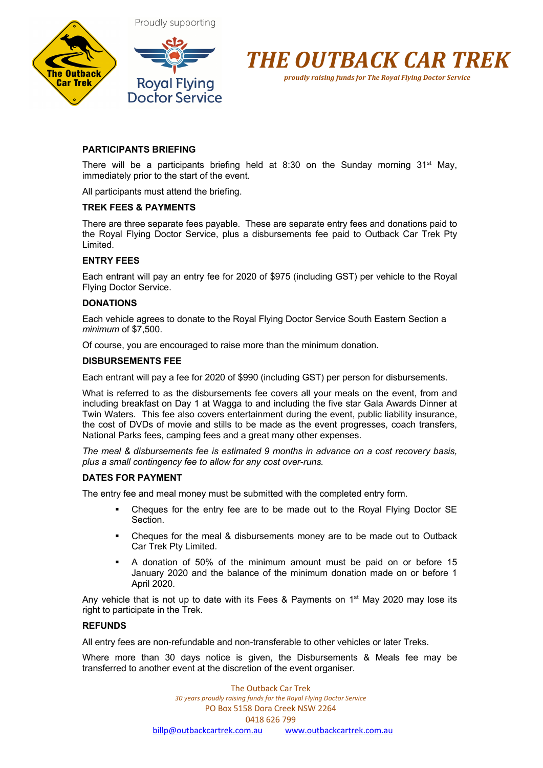# THE OUTBACK CAR TREK

*proudly raising funds for The Royal Flying Doctor Service*

## PARTICIPANTS BRIEFING

There will be a participants briefing held at 8:30 on the Sunday morning 31st May, immediately prior to the start of the event.

All participants must attend the briefing.

## TREK FEES & PAYMENTS

There are three separate fees payable. These are separate entry fees and donations paid to the Royal Flying Doctor Service, plus a disbursements fee paid to Outback Car Trek Pty Limited.

## ENTRY FEES

Each entrant will pay an entry fee for 2020 of $975 (including GST) per vehicle to the Royal Flying Doctor Service.

## DONATIONS

Each vehicle agrees to donate to the Royal Flying Doctor Service South Eastern Section a *minimum* of $7,500.

Of course, you are encouraged to raise more than the minimum donation.

## DISBURSEMENTS FEE

Each entrant will pay a fee for 2020 of $990 (including GST) per person for disbursements.

What is referred to as the disbursements fee covers all your meals on the event, from and including breakfast on Day 1 at Wagga to and including the five star Gala Awards Dinner at Twin Waters. This fee also covers entertainment during the event, public liability insurance, the cost of DVDs of movie and stills to be made as the event progresses, coach transfers, National Parks fees, camping fees and a great many other expenses.

*The meal & disbursements fee is estimated 9 months in advance on a cost recovery basis, plus a small contingency fee to allow for any cost over-runs.*

## DATES FOR PAYMENT

The entry fee and meal money must be submitted with the completed entry form.

- Cheques for the entry fee are to be made out to the Royal Flying Doctor SE Section.
- Cheques for the meal & disbursements money are to be made out to Outback Car Trek Pty Limited.
- A donation of 50% of the minimum amount must be paid on or before 15 January 2020 and the balance of the minimum donation made on or before 1 April 2020.

Any vehicle that is not up to date with its Fees & Payments on 1st May 2020 may lose its right to participate in the Trek.

## REFUNDS

All entry fees are non-refundable and non-transferable to other vehicles or later Treks.

Where more than 30 days notice is given, the Disbursements & Meals fee may be transferred to another event at the discretion of the event organiser.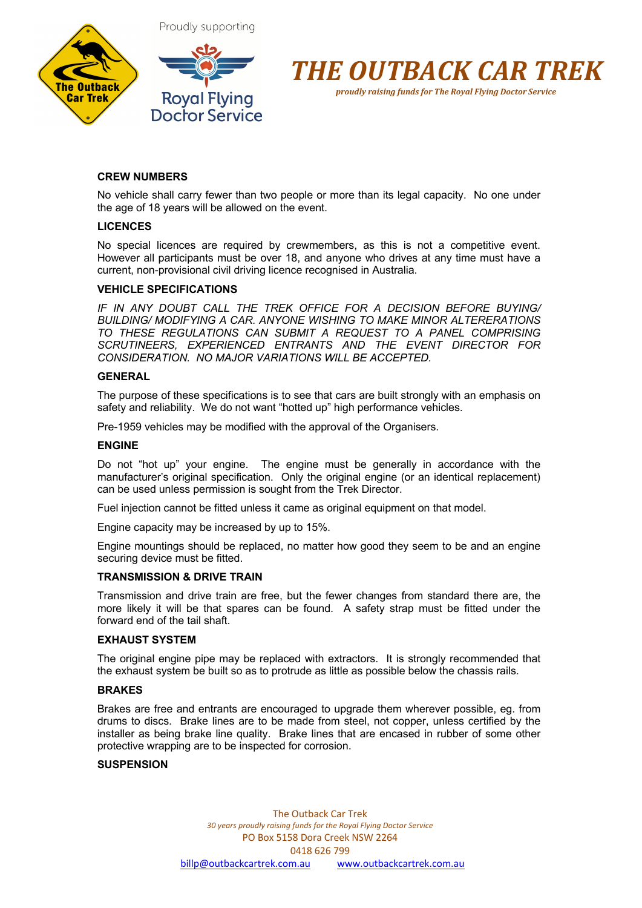#### CREW NUMBERS

No vehicle shall carry fewer than two people or more than its legal capacity. No one under the age of 18 years will be allowed on the event.

#### LICENCES

No special licences are required by crewmembers, as this is not a competitive event. However all participants must be over 18, and anyone who drives at any time must have a current, non-provisional civil driving licence recognised in Australia.

#### VEHICLE SPECIFICATIONS

*IF IN ANY DOUBT CALL THE TREK OFFICE FOR A DECISION BEFORE BUYING/ BUILDING/ MODIFYING A CAR. ANYONE WISHING TO MAKE MINOR ALTERERATIONS TO THESE REGULATIONS CAN SUBMIT A REQUEST TO A PANEL COMPRISING SCRUTINEERS, EXPERIENCED ENTRANTS AND THE EVENT DIRECTOR FOR CONSIDERATION. NO MAJOR VARIATIONS WILL BE ACCEPTED.*

#### GENERAL

The purpose of these specifications is to see that cars are built strongly with an emphasis on safety and reliability. We do not want "hotted up" high performance vehicles.

Pre-1959 vehicles may be modified with the approval of the Organisers.

#### ENGINE

Do not "hot up" your engine. The engine must be generally in accordance with the manufacturer's original specification. Only the original engine (or an identical replacement) can be used unless permission is sought from the Trek Director.

Fuel injection cannot be fitted unless it came as original equipment on that model.

Engine capacity may be increased by up to 15%.

Engine mountings should be replaced, no matter how good they seem to be and an engine securing device must be fitted.

#### TRANSMISSION & DRIVE TRAIN

Transmission and drive train are free, but the fewer changes from standard there are, the more likely it will be that spares can be found. A safety strap must be fitted under the forward end of the tail shaft.

#### EXHAUST SYSTEM

The original engine pipe may be replaced with extractors. It is strongly recommended that the exhaust system be built so as to protrude as little as possible below the chassis rails.

#### BRAKES

Brakes are free and entrants are encouraged to upgrade them wherever possible, eg. from drums to discs. Brake lines are to be made from steel, not copper, unless certified by the installer as being brake line quality. Brake lines that are encased in rubber of some other protective wrapping are to be inspected for corrosion.

#### SUSPENSION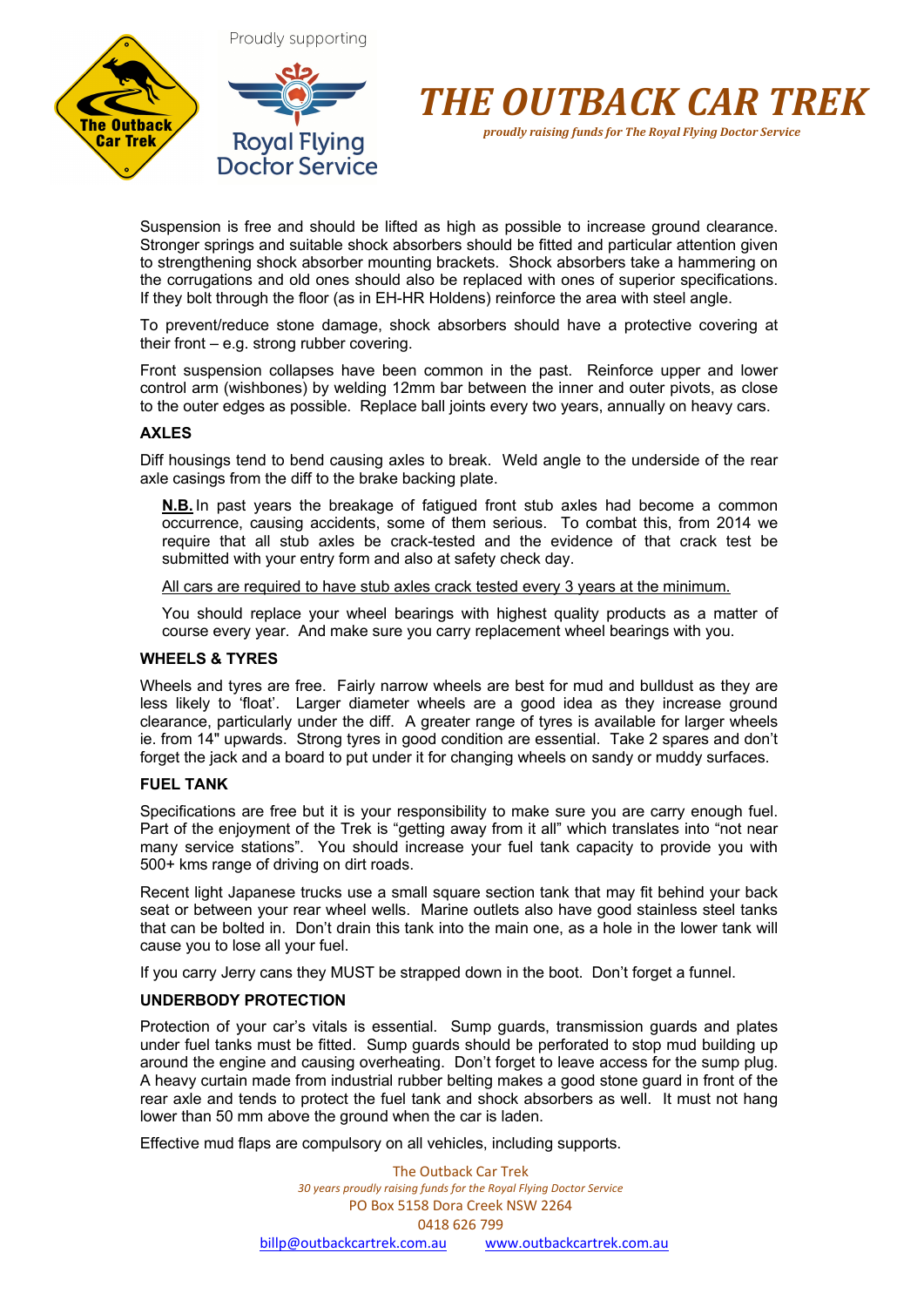Suspension is free and should be lifted as high as possible to increase ground clearance. Stronger springs and suitable shock absorbers should be fitted and particular attention given to strengthening shock absorber mounting brackets. Shock absorbers take a hammering on the corrugations and old ones should also be replaced with ones of superior specifications. If they bolt through the floor (as in EH-HR Holdens) reinforce the area with steel angle.

To prevent/reduce stone damage, shock absorbers should have a protective covering at their front – e.g. strong rubber covering.

Front suspension collapses have been common in the past. Reinforce upper and lower control arm (wishbones) by welding 12mm bar between the inner and outer pivots, as close to the outer edges as possible. Replace ball joints every two years, annually on heavy cars.

### AXLES

Diff housings tend to bend causing axles to break. Weld angle to the underside of the rear axle casings from the diff to the brake backing plate.

> **N.B.** In past years the breakage of fatigued front stub axles had become a common occurrence, causing accidents, some of them serious. To combat this, from 2014 we require that all stub axles be crack-tested and the evidence of that crack test be submitted with your entry form and also at safety check day.
>
> All cars are required to have stub axles crack tested every 3 years at the minimum.
>
> You should replace your wheel bearings with highest quality products as a matter of course every year. And make sure you carry replacement wheel bearings with you.

### WHEELS & TYRES

Wheels and tyres are free. Fairly narrow wheels are best for mud and bulldust as they are less likely to 'float'. Larger diameter wheels are a good idea as they increase ground clearance, particularly under the diff. A greater range of tyres is available for larger wheels ie. from 14" upwards. Strong tyres in good condition are essential. Take 2 spares and don't forget the jack and a board to put under it for changing wheels on sandy or muddy surfaces.

### FUEL TANK

Specifications are free but it is your responsibility to make sure you are carry enough fuel. Part of the enjoyment of the Trek is "getting away from it all" which translates into "not near many service stations". You should increase your fuel tank capacity to provide you with 500+ kms range of driving on dirt roads.

Recent light Japanese trucks use a small square section tank that may fit behind your back seat or between your rear wheel wells. Marine outlets also have good stainless steel tanks that can be bolted in. Don't drain this tank into the main one, as a hole in the lower tank will cause you to lose all your fuel.

If you carry Jerry cans they MUST be strapped down in the boot. Don't forget a funnel.

### UNDERBODY PROTECTION

Protection of your car's vitals is essential. Sump guards, transmission guards and plates under fuel tanks must be fitted. Sump guards should be perforated to stop mud building up around the engine and causing overheating. Don't forget to leave access for the sump plug. A heavy curtain made from industrial rubber belting makes a good stone guard in front of the rear axle and tends to protect the fuel tank and shock absorbers as well. It must not hang lower than 50 mm above the ground when the car is laden.

Effective mud flaps are compulsory on all vehicles, including supports.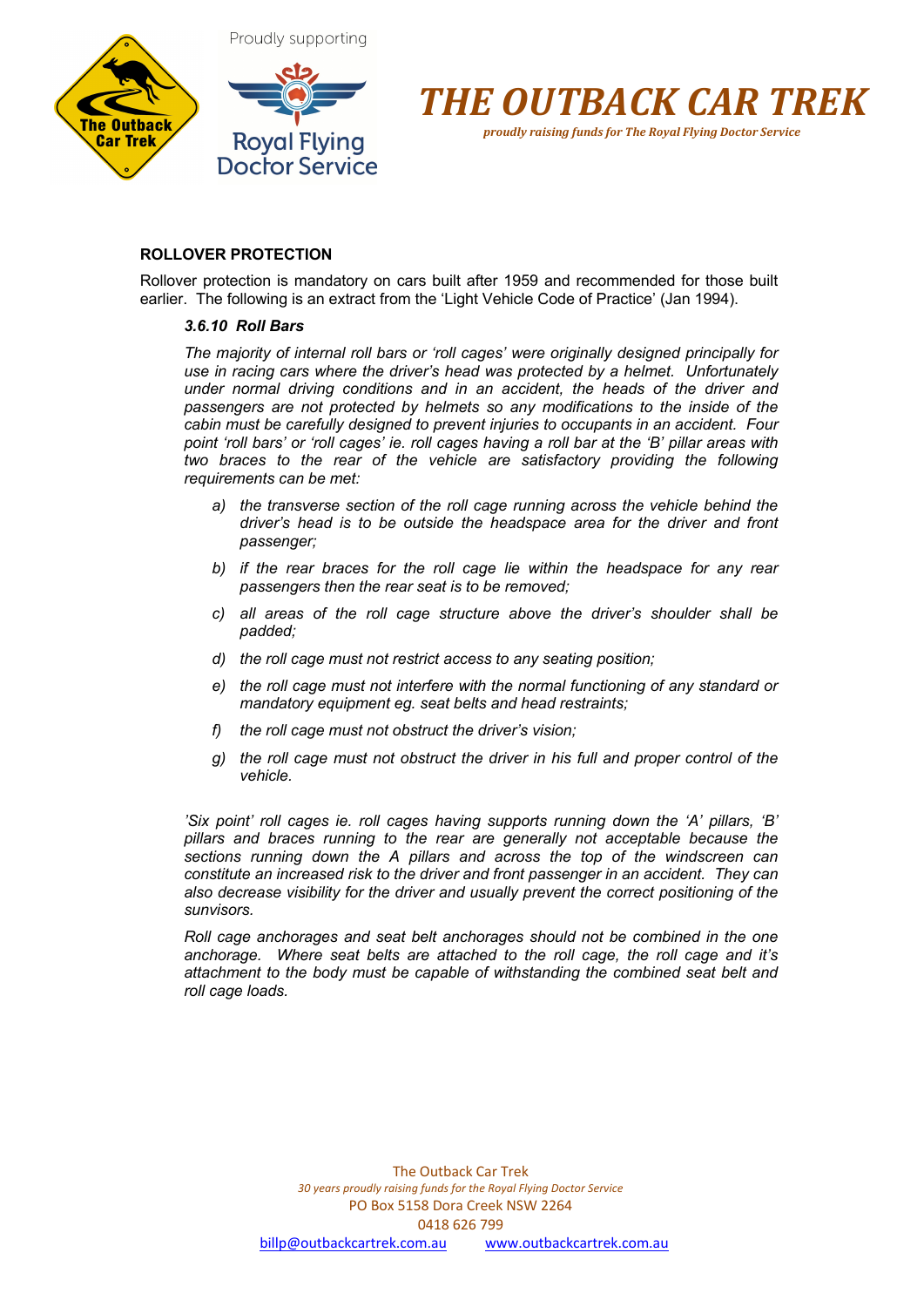## ROLLOVER PROTECTION

Rollover protection is mandatory on cars built after 1959 and recommended for those built earlier. The following is an extract from the 'Light Vehicle Code of Practice' (Jan 1994).

### *3.6.10 Roll Bars*

*The majority of internal roll bars or 'roll cages' were originally designed principally for use in racing cars where the driver's head was protected by a helmet. Unfortunately under normal driving conditions and in an accident, the heads of the driver and passengers are not protected by helmets so any modifications to the inside of the cabin must be carefully designed to prevent injuries to occupants in an accident. Four point 'roll bars' or 'roll cages' ie. roll cages having a roll bar at the 'B' pillar areas with two braces to the rear of the vehicle are satisfactory providing the following requirements can be met:*

- *a) the transverse section of the roll cage running across the vehicle behind the driver's head is to be outside the headspace area for the driver and front passenger;*
- *b) if the rear braces for the roll cage lie within the headspace for any rear passengers then the rear seat is to be removed;*
- *c) all areas of the roll cage structure above the driver's shoulder shall be padded;*
- *d) the roll cage must not restrict access to any seating position;*
- *e) the roll cage must not interfere with the normal functioning of any standard or mandatory equipment eg. seat belts and head restraints;*
- *f) the roll cage must not obstruct the driver's vision;*
- *g) the roll cage must not obstruct the driver in his full and proper control of the vehicle.*

*'Six point' roll cages ie. roll cages having supports running down the 'A' pillars, 'B' pillars and braces running to the rear are generally not acceptable because the sections running down the A pillars and across the top of the windscreen can constitute an increased risk to the driver and front passenger in an accident. They can also decrease visibility for the driver and usually prevent the correct positioning of the sunvisors.*

*Roll cage anchorages and seat belt anchorages should not be combined in the one anchorage. Where seat belts are attached to the roll cage, the roll cage and it's attachment to the body must be capable of withstanding the combined seat belt and roll cage loads.*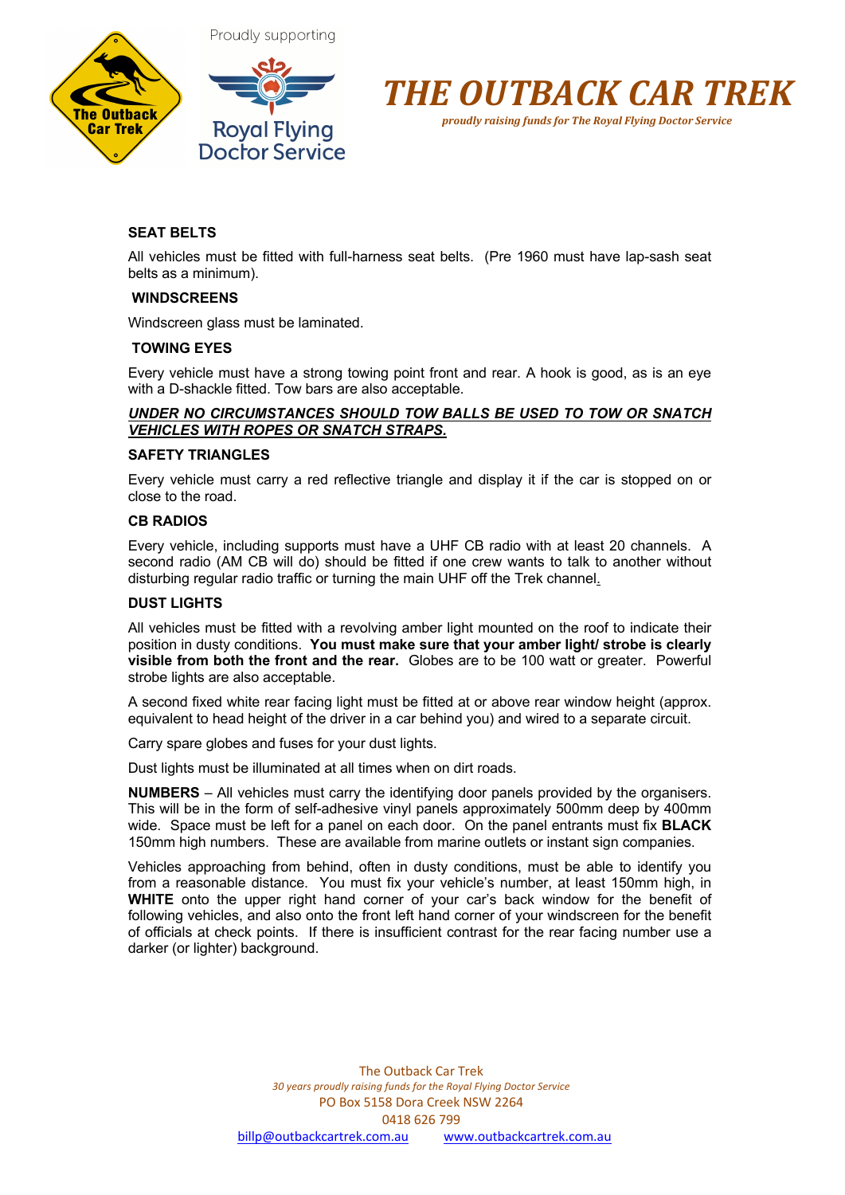## SEAT BELTS

All vehicles must be fitted with full-harness seat belts. (Pre 1960 must have lap-sash seat belts as a minimum).

## WINDSCREENS

Windscreen glass must be laminated.

## TOWING EYES

Every vehicle must have a strong towing point front and rear. A hook is good, as is an eye with a D-shackle fitted. Tow bars are also acceptable.

***UNDER NO CIRCUMSTANCES SHOULD TOW BALLS BE USED TO TOW OR SNATCH VEHICLES WITH ROPES OR SNATCH STRAPS.***

## SAFETY TRIANGLES

Every vehicle must carry a red reflective triangle and display it if the car is stopped on or close to the road.

## CB RADIOS

Every vehicle, including supports must have a UHF CB radio with at least 20 channels. A second radio (AM CB will do) should be fitted if one crew wants to talk to another without disturbing regular radio traffic or turning the main UHF off the Trek channel.

## DUST LIGHTS

All vehicles must be fitted with a revolving amber light mounted on the roof to indicate their position in dusty conditions. **You must make sure that your amber light/ strobe is clearly visible from both the front and the rear.** Globes are to be 100 watt or greater. Powerful strobe lights are also acceptable.

A second fixed white rear facing light must be fitted at or above rear window height (approx. equivalent to head height of the driver in a car behind you) and wired to a separate circuit.

Carry spare globes and fuses for your dust lights.

Dust lights must be illuminated at all times when on dirt roads.

**NUMBERS** – All vehicles must carry the identifying door panels provided by the organisers. This will be in the form of self-adhesive vinyl panels approximately 500mm deep by 400mm wide. Space must be left for a panel on each door. On the panel entrants must fix **BLACK** 150mm high numbers. These are available from marine outlets or instant sign companies.

Vehicles approaching from behind, often in dusty conditions, must be able to identify you from a reasonable distance. You must fix your vehicle's number, at least 150mm high, in **WHITE** onto the upper right hand corner of your car's back window for the benefit of following vehicles, and also onto the front left hand corner of your windscreen for the benefit of officials at check points. If there is insufficient contrast for the rear facing number use a darker (or lighter) background.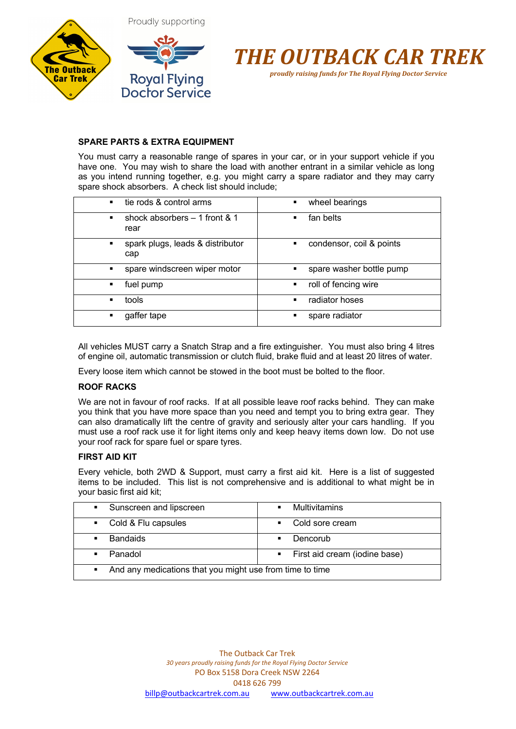Proudly supporting

Royal Flying Doctor Service

# THE OUTBACK CAR TREK

*proudly raising funds for The Royal Flying Doctor Service*

## SPARE PARTS & EXTRA EQUIPMENT

You must carry a reasonable range of spares in your car, or in your support vehicle if you have one. You may wish to share the load with another entrant in a similar vehicle as long as you intend running together, e.g. you might carry a spare radiator and they may carry spare shock absorbers. A check list should include;

| | |
|---|---|
| ▪ tie rods & control arms | ▪ wheel bearings |
| ▪ shock absorbers – 1 front & 1 rear | ▪ fan belts |
| ▪ spark plugs, leads & distributor cap | ▪ condensor, coil & points |
| ▪ spare windscreen wiper motor | ▪ spare washer bottle pump |
| ▪ fuel pump | ▪ roll of fencing wire |
| ▪ tools | ▪ radiator hoses |
| ▪ gaffer tape | ▪ spare radiator |

All vehicles MUST carry a Snatch Strap and a fire extinguisher. You must also bring 4 litres of engine oil, automatic transmission or clutch fluid, brake fluid and at least 20 litres of water.

Every loose item which cannot be stowed in the boot must be bolted to the floor.

## ROOF RACKS

We are not in favour of roof racks. If at all possible leave roof racks behind. They can make you think that you have more space than you need and tempt you to bring extra gear. They can also dramatically lift the centre of gravity and seriously alter your cars handling. If you must use a roof rack use it for light items only and keep heavy items down low. Do not use your roof rack for spare fuel or spare tyres.

## FIRST AID KIT

Every vehicle, both 2WD & Support, must carry a first aid kit. Here is a list of suggested items to be included. This list is not comprehensive and is additional to what might be in your basic first aid kit;

| | |
|---|---|
| ▪ Sunscreen and lipscreen | ▪ Multivitamins |
| ▪ Cold & Flu capsules | ▪ Cold sore cream |
| ▪ Bandaids | ▪ Dencorub |
| ▪ Panadol | ▪ First aid cream (iodine base) |
| ▪ And any medications that you might use from time to time | |

The Outback Car Trek
*30 years proudly raising funds for the Royal Flying Doctor Service*
PO Box 5158 Dora Creek NSW 2264
0418 626 799
billp@outbackcartrek.com.au www.outbackcartrek.com.au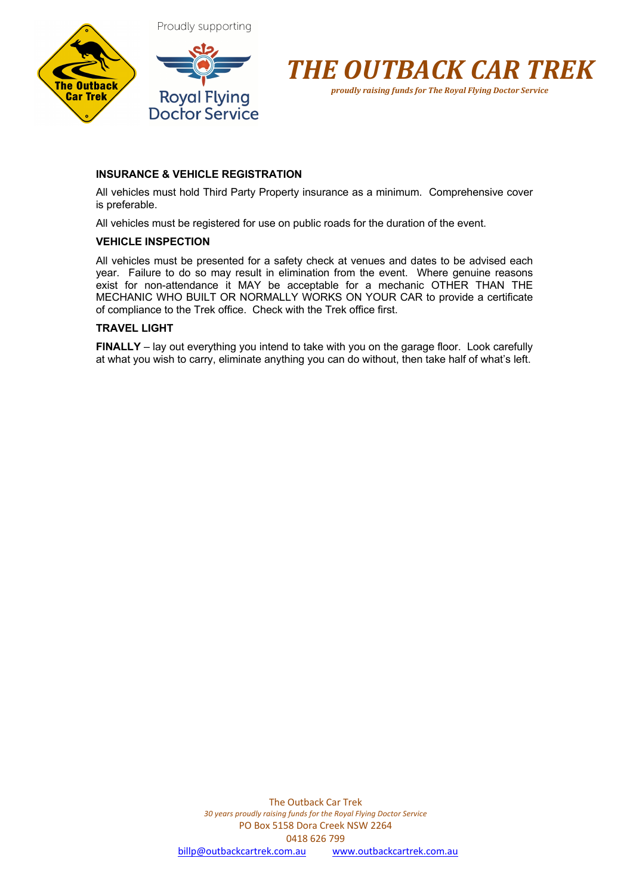## INSURANCE & VEHICLE REGISTRATION

All vehicles must hold Third Party Property insurance as a minimum. Comprehensive cover is preferable.

All vehicles must be registered for use on public roads for the duration of the event.

## VEHICLE INSPECTION

All vehicles must be presented for a safety check at venues and dates to be advised each year. Failure to do so may result in elimination from the event. Where genuine reasons exist for non-attendance it MAY be acceptable for a mechanic OTHER THAN THE MECHANIC WHO BUILT OR NORMALLY WORKS ON YOUR CAR to provide a certificate of compliance to the Trek office. Check with the Trek office first.

## TRAVEL LIGHT

**FINALLY** – lay out everything you intend to take with you on the garage floor. Look carefully at what you wish to carry, eliminate anything you can do without, then take half of what's left.